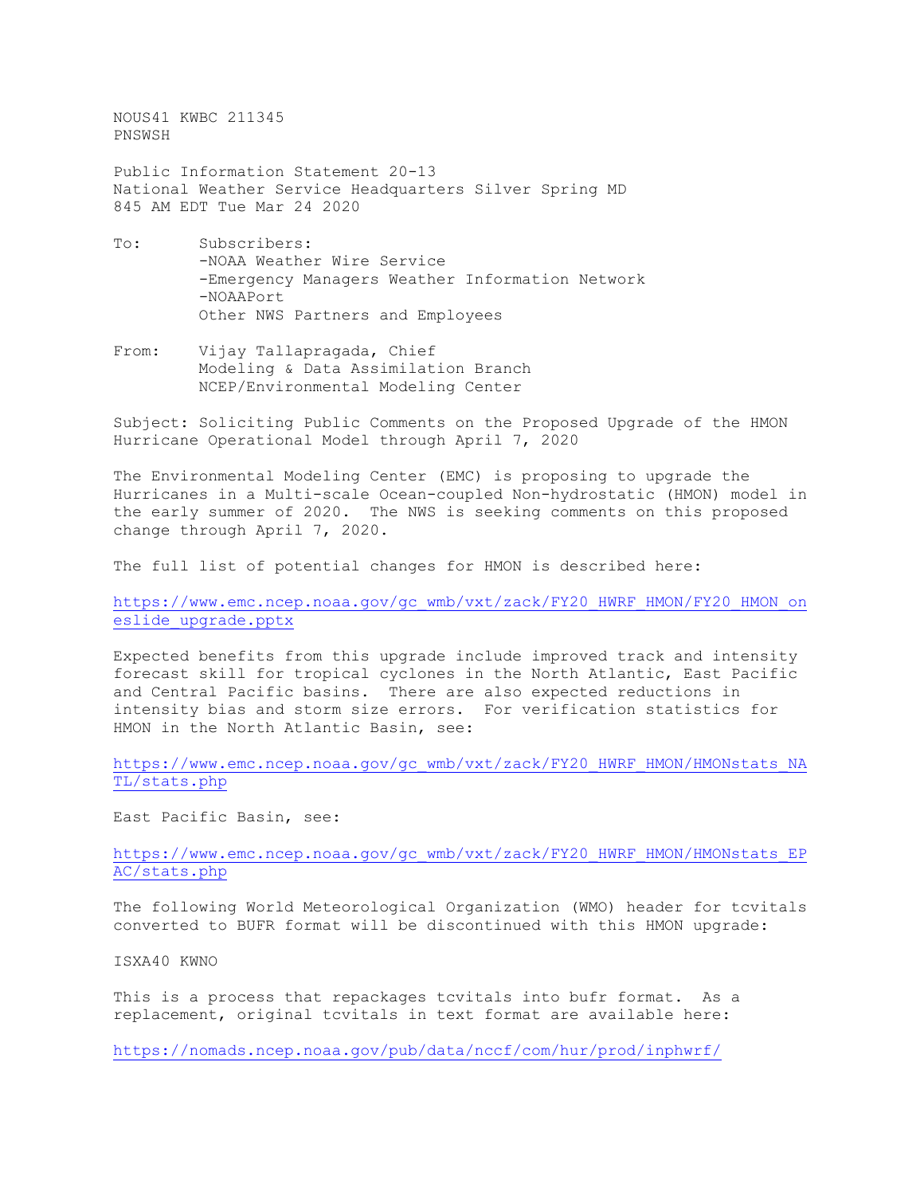NOUS41 KWBC 211345
PNSWSH

Public Information Statement 20-13
National Weather Service Headquarters Silver Spring MD
845 AM EDT Tue Mar 24 2020

To: Subscribers:
-NOAA Weather Wire Service
-Emergency Managers Weather Information Network
-NOAAPort
Other NWS Partners and Employees

From: Vijay Tallapragada, Chief
Modeling & Data Assimilation Branch
NCEP/Environmental Modeling Center

Subject: Soliciting Public Comments on the Proposed Upgrade of the HMON Hurricane Operational Model through April 7, 2020

The Environmental Modeling Center (EMC) is proposing to upgrade the Hurricanes in a Multi-scale Ocean-coupled Non-hydrostatic (HMON) model in the early summer of 2020. The NWS is seeking comments on this proposed change through April 7, 2020.

The full list of potential changes for HMON is described here:

https://www.emc.ncep.noaa.gov/gc_wmb/vxt/zack/FY20_HWRF_HMON/FY20_HMON_oneslide_upgrade.pptx

Expected benefits from this upgrade include improved track and intensity forecast skill for tropical cyclones in the North Atlantic, East Pacific and Central Pacific basins. There are also expected reductions in intensity bias and storm size errors. For verification statistics for HMON in the North Atlantic Basin, see:

https://www.emc.ncep.noaa.gov/gc_wmb/vxt/zack/FY20_HWRF_HMON/HMONstats_NATL/stats.php

East Pacific Basin, see:

https://www.emc.ncep.noaa.gov/gc_wmb/vxt/zack/FY20_HWRF_HMON/HMONstats_EPAC/stats.php

The following World Meteorological Organization (WMO) header for tcvitals converted to BUFR format will be discontinued with this HMON upgrade:

ISXA40 KWNO

This is a process that repackages tcvitals into bufr format. As a replacement, original tcvitals in text format are available here:

https://nomads.ncep.noaa.gov/pub/data/nccf/com/hur/prod/inphwrf/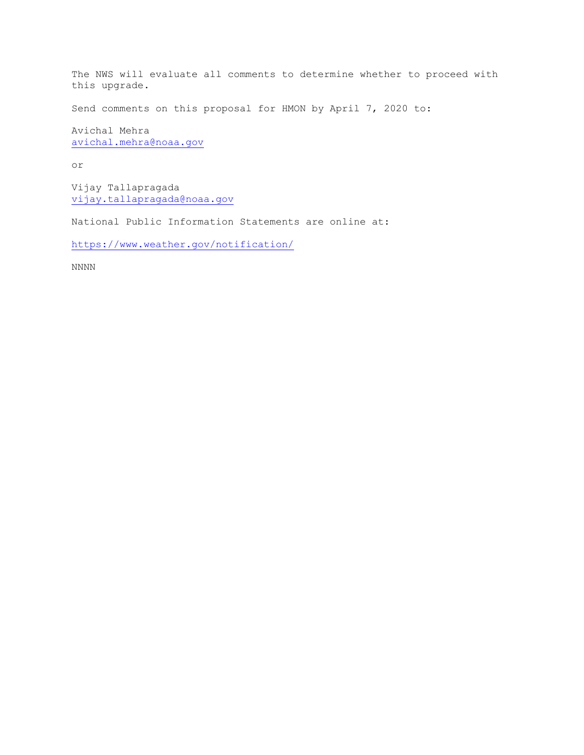The NWS will evaluate all comments to determine whether to proceed with this upgrade.

Send comments on this proposal for HMON by April 7, 2020 to:

Avichal Mehra
avichal.mehra@noaa.gov

or

Vijay Tallapragada
vijay.tallapragada@noaa.gov

National Public Information Statements are online at:

https://www.weather.gov/notification/

NNNN